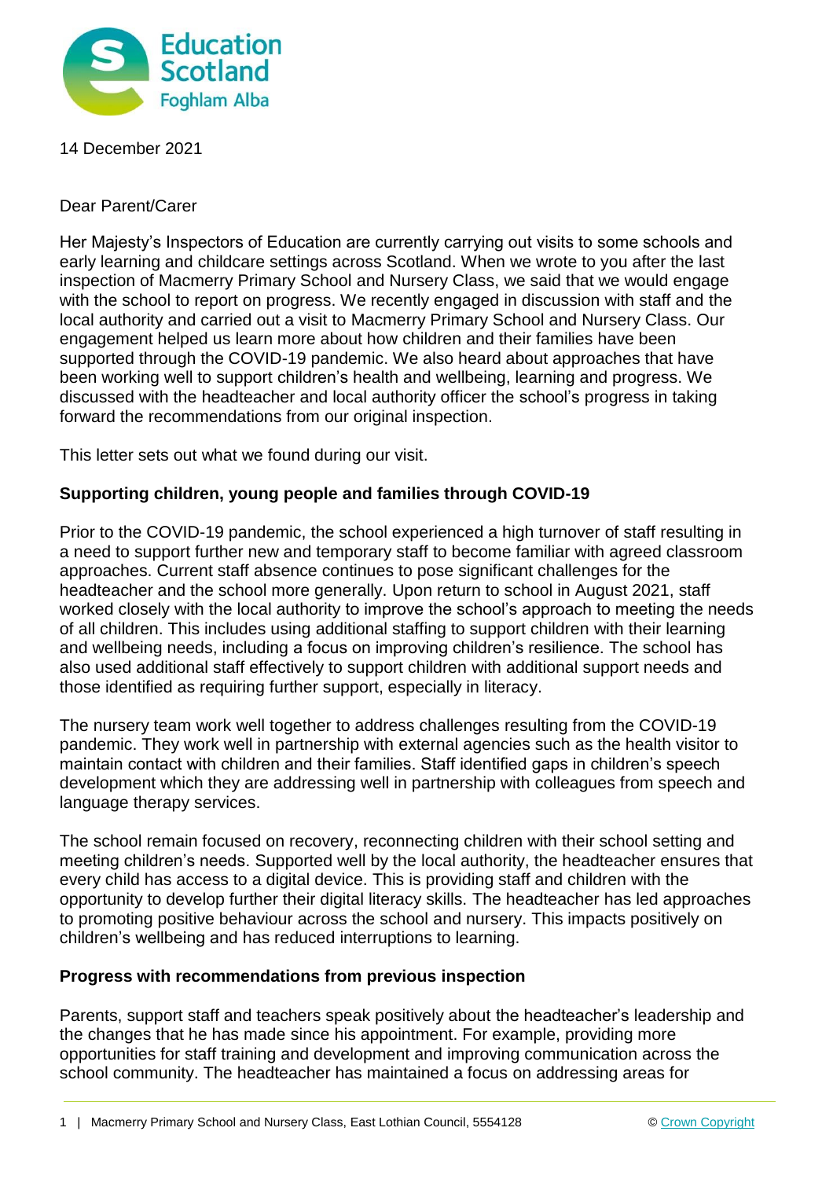14 December 2021

Dear Parent/Carer

Her Majesty's Inspectors of Education are currently carrying out visits to some schools and early learning and childcare settings across Scotland. When we wrote to you after the last inspection of Macmerry Primary School and Nursery Class, we said that we would engage with the school to report on progress. We recently engaged in discussion with staff and the local authority and carried out a visit to Macmerry Primary School and Nursery Class. Our engagement helped us learn more about how children and their families have been supported through the COVID-19 pandemic. We also heard about approaches that have been working well to support children's health and wellbeing, learning and progress. We discussed with the headteacher and local authority officer the school's progress in taking forward the recommendations from our original inspection.

This letter sets out what we found during our visit.

## Supporting children, young people and families through COVID-19

Prior to the COVID-19 pandemic, the school experienced a high turnover of staff resulting in a need to support further new and temporary staff to become familiar with agreed classroom approaches. Current staff absence continues to pose significant challenges for the headteacher and the school more generally. Upon return to school in August 2021, staff worked closely with the local authority to improve the school's approach to meeting the needs of all children. This includes using additional staffing to support children with their learning and wellbeing needs, including a focus on improving children's resilience. The school has also used additional staff effectively to support children with additional support needs and those identified as requiring further support, especially in literacy.

The nursery team work well together to address challenges resulting from the COVID-19 pandemic. They work well in partnership with external agencies such as the health visitor to maintain contact with children and their families. Staff identified gaps in children's speech development which they are addressing well in partnership with colleagues from speech and language therapy services.

The school remain focused on recovery, reconnecting children with their school setting and meeting children's needs. Supported well by the local authority, the headteacher ensures that every child has access to a digital device. This is providing staff and children with the opportunity to develop further their digital literacy skills. The headteacher has led approaches to promoting positive behaviour across the school and nursery. This impacts positively on children's wellbeing and has reduced interruptions to learning.

## Progress with recommendations from previous inspection

Parents, support staff and teachers speak positively about the headteacher's leadership and the changes that he has made since his appointment. For example, providing more opportunities for staff training and development and improving communication across the school community. The headteacher has maintained a focus on addressing areas for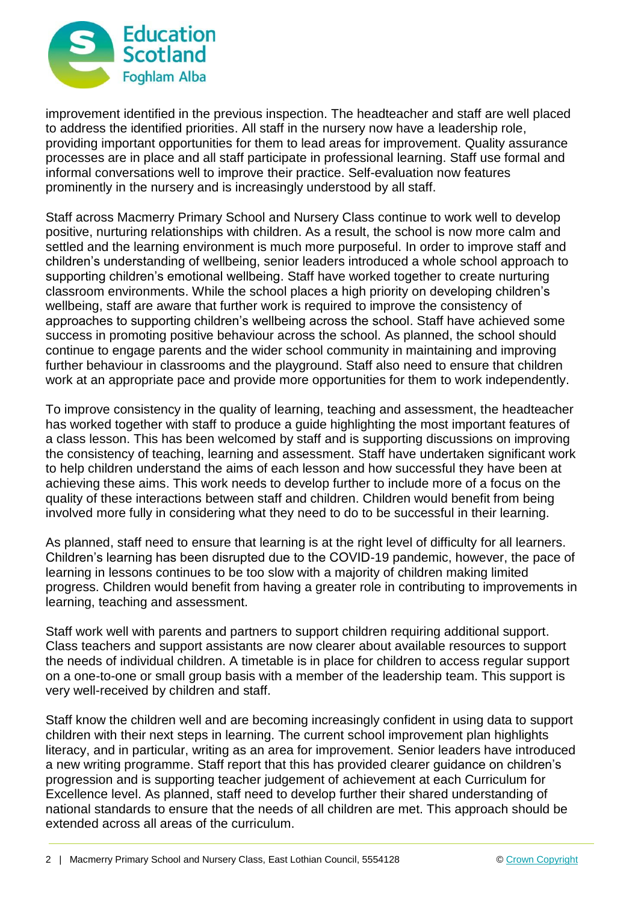improvement identified in the previous inspection. The headteacher and staff are well placed to address the identified priorities. All staff in the nursery now have a leadership role, providing important opportunities for them to lead areas for improvement. Quality assurance processes are in place and all staff participate in professional learning. Staff use formal and informal conversations well to improve their practice. Self-evaluation now features prominently in the nursery and is increasingly understood by all staff.

Staff across Macmerry Primary School and Nursery Class continue to work well to develop positive, nurturing relationships with children. As a result, the school is now more calm and settled and the learning environment is much more purposeful. In order to improve staff and children's understanding of wellbeing, senior leaders introduced a whole school approach to supporting children's emotional wellbeing. Staff have worked together to create nurturing classroom environments. While the school places a high priority on developing children's wellbeing, staff are aware that further work is required to improve the consistency of approaches to supporting children's wellbeing across the school. Staff have achieved some success in promoting positive behaviour across the school. As planned, the school should continue to engage parents and the wider school community in maintaining and improving further behaviour in classrooms and the playground. Staff also need to ensure that children work at an appropriate pace and provide more opportunities for them to work independently.

To improve consistency in the quality of learning, teaching and assessment, the headteacher has worked together with staff to produce a guide highlighting the most important features of a class lesson. This has been welcomed by staff and is supporting discussions on improving the consistency of teaching, learning and assessment. Staff have undertaken significant work to help children understand the aims of each lesson and how successful they have been at achieving these aims. This work needs to develop further to include more of a focus on the quality of these interactions between staff and children. Children would benefit from being involved more fully in considering what they need to do to be successful in their learning.

As planned, staff need to ensure that learning is at the right level of difficulty for all learners. Children's learning has been disrupted due to the COVID-19 pandemic, however, the pace of learning in lessons continues to be too slow with a majority of children making limited progress. Children would benefit from having a greater role in contributing to improvements in learning, teaching and assessment.

Staff work well with parents and partners to support children requiring additional support. Class teachers and support assistants are now clearer about available resources to support the needs of individual children. A timetable is in place for children to access regular support on a one-to-one or small group basis with a member of the leadership team. This support is very well-received by children and staff.

Staff know the children well and are becoming increasingly confident in using data to support children with their next steps in learning. The current school improvement plan highlights literacy, and in particular, writing as an area for improvement. Senior leaders have introduced a new writing programme. Staff report that this has provided clearer guidance on children's progression and is supporting teacher judgement of achievement at each Curriculum for Excellence level. As planned, staff need to develop further their shared understanding of national standards to ensure that the needs of all children are met. This approach should be extended across all areas of the curriculum.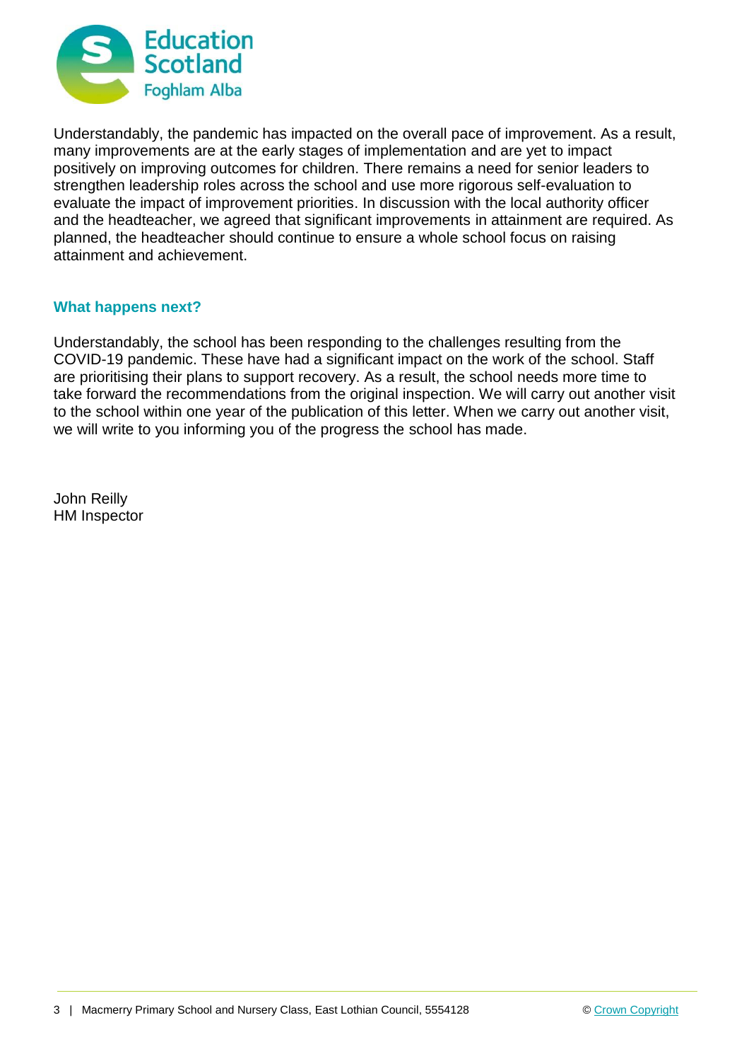Understandably, the pandemic has impacted on the overall pace of improvement. As a result, many improvements are at the early stages of implementation and are yet to impact positively on improving outcomes for children. There remains a need for senior leaders to strengthen leadership roles across the school and use more rigorous self-evaluation to evaluate the impact of improvement priorities. In discussion with the local authority officer and the headteacher, we agreed that significant improvements in attainment are required. As planned, the headteacher should continue to ensure a whole school focus on raising attainment and achievement.

### What happens next?

Understandably, the school has been responding to the challenges resulting from the COVID-19 pandemic. These have had a significant impact on the work of the school. Staff are prioritising their plans to support recovery. As a result, the school needs more time to take forward the recommendations from the original inspection. We will carry out another visit to the school within one year of the publication of this letter. When we carry out another visit, we will write to you informing you of the progress the school has made.

John Reilly
HM Inspector